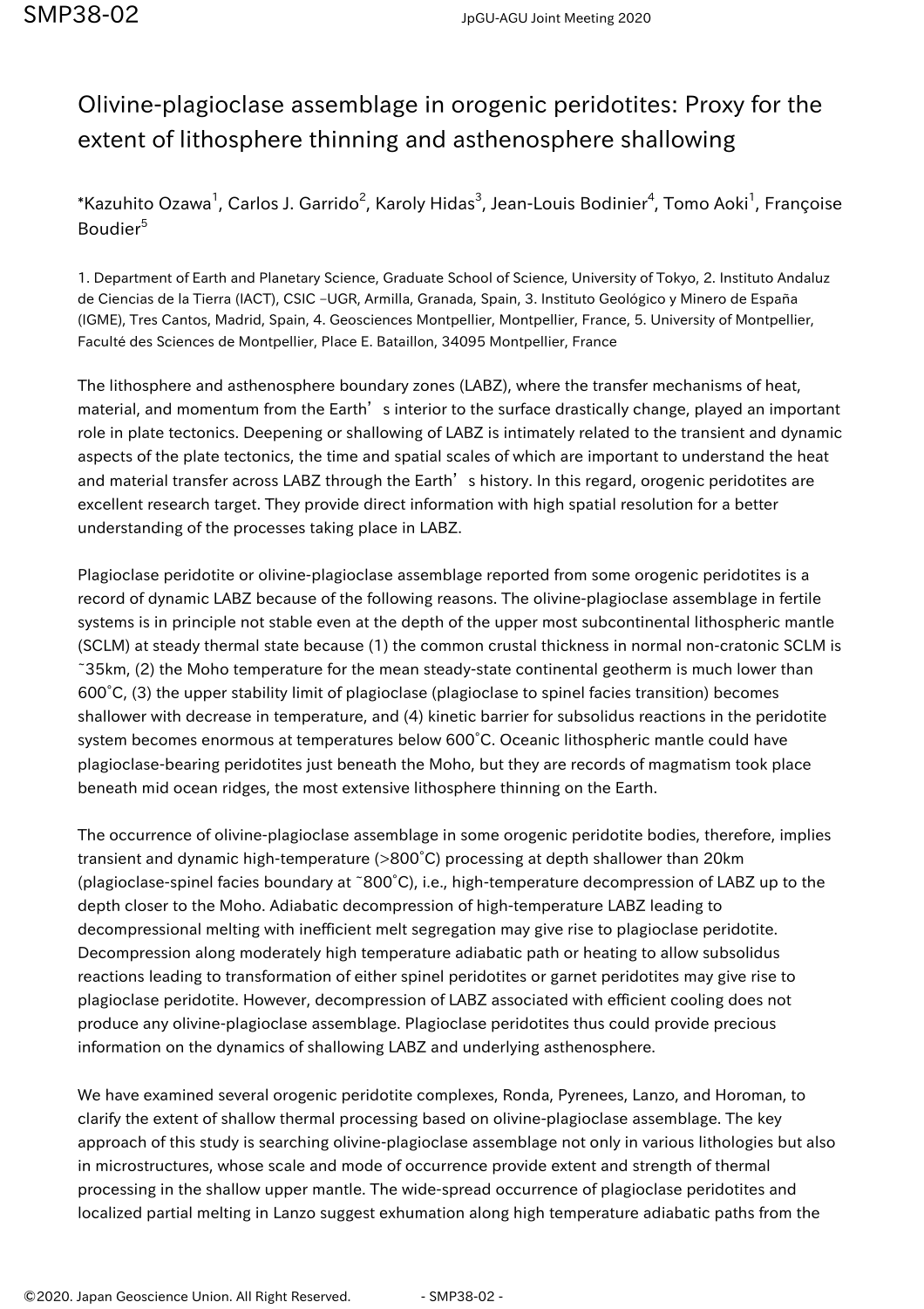# Olivine-plagioclase assemblage in orogenic peridotites: Proxy for the extent of lithosphere thinning and asthenosphere shallowing

*Kazuhito Ozawa[1], Carlos J. Garrido[2], Karoly Hidas[3], Jean-Louis Bodinier[4], Tomo Aoki[1], Françoise Boudier[5]

1. Department of Earth and Planetary Science, Graduate School of Science, University of Tokyo, 2. Instituto Andaluz de Ciencias de la Tierra (IACT), CSIC –UGR, Armilla, Granada, Spain, 3. Instituto Geológico y Minero de España (IGME), Tres Cantos, Madrid, Spain, 4. Geosciences Montpellier, Montpellier, France, 5. University of Montpellier, Faculté des Sciences de Montpellier, Place E. Bataillon, 34095 Montpellier, France

The lithosphere and asthenosphere boundary zones (LABZ), where the transfer mechanisms of heat, material, and momentum from the Earth's interior to the surface drastically change, played an important role in plate tectonics. Deepening or shallowing of LABZ is intimately related to the transient and dynamic aspects of the plate tectonics, the time and spatial scales of which are important to understand the heat and material transfer across LABZ through the Earth's history. In this regard, orogenic peridotites are excellent research target. They provide direct information with high spatial resolution for a better understanding of the processes taking place in LABZ.

Plagioclase peridotite or olivine-plagioclase assemblage reported from some orogenic peridotites is a record of dynamic LABZ because of the following reasons. The olivine-plagioclase assemblage in fertile systems is in principle not stable even at the depth of the upper most subcontinental lithospheric mantle (SCLM) at steady thermal state because (1) the common crustal thickness in normal non-cratonic SCLM is ~35km, (2) the Moho temperature for the mean steady-state continental geotherm is much lower than 600°C, (3) the upper stability limit of plagioclase (plagioclase to spinel facies transition) becomes shallower with decrease in temperature, and (4) kinetic barrier for subsolidus reactions in the peridotite system becomes enormous at temperatures below 600°C. Oceanic lithospheric mantle could have plagioclase-bearing peridotites just beneath the Moho, but they are records of magmatism took place beneath mid ocean ridges, the most extensive lithosphere thinning on the Earth.

The occurrence of olivine-plagioclase assemblage in some orogenic peridotite bodies, therefore, implies transient and dynamic high-temperature (>800°C) processing at depth shallower than 20km (plagioclase-spinel facies boundary at ~800°C), i.e., high-temperature decompression of LABZ up to the depth closer to the Moho. Adiabatic decompression of high-temperature LABZ leading to decompressional melting with inefficient melt segregation may give rise to plagioclase peridotite. Decompression along moderately high temperature adiabatic path or heating to allow subsolidus reactions leading to transformation of either spinel peridotites or garnet peridotites may give rise to plagioclase peridotite. However, decompression of LABZ associated with efficient cooling does not produce any olivine-plagioclase assemblage. Plagioclase peridotites thus could provide precious information on the dynamics of shallowing LABZ and underlying asthenosphere.

We have examined several orogenic peridotite complexes, Ronda, Pyrenees, Lanzo, and Horoman, to clarify the extent of shallow thermal processing based on olivine-plagioclase assemblage. The key approach of this study is searching olivine-plagioclase assemblage not only in various lithologies but also in microstructures, whose scale and mode of occurrence provide extent and strength of thermal processing in the shallow upper mantle. The wide-spread occurrence of plagioclase peridotites and localized partial melting in Lanzo suggest exhumation along high temperature adiabatic paths from the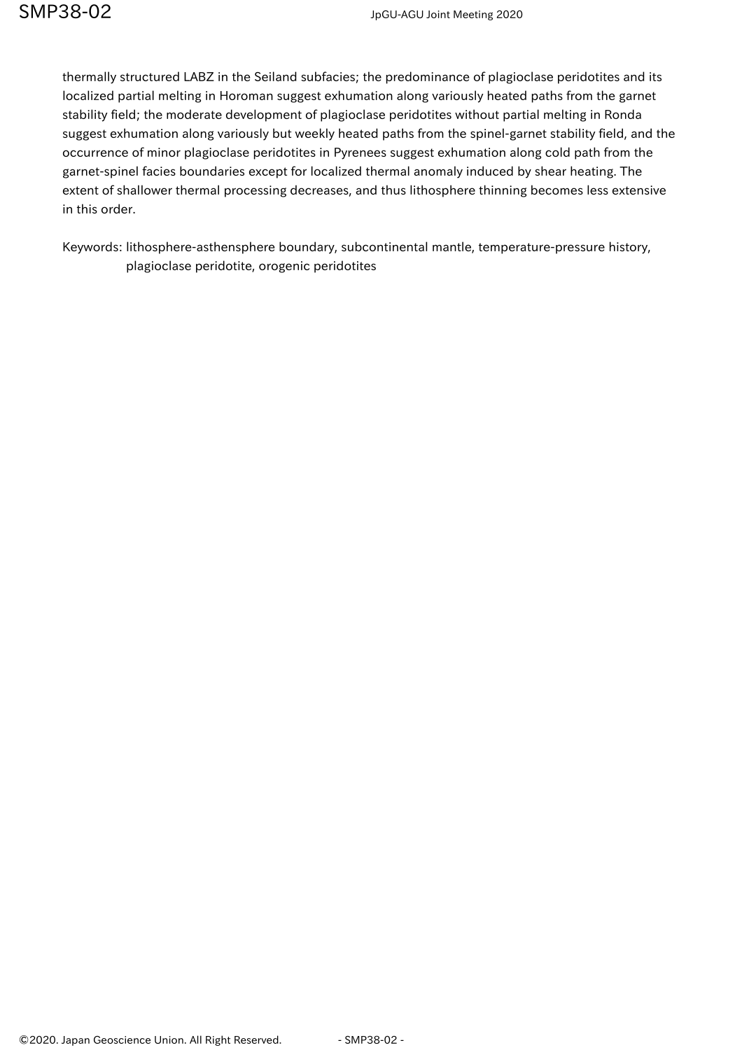thermally structured LABZ in the Seiland subfacies; the predominance of plagioclase peridotites and its localized partial melting in Horoman suggest exhumation along variously heated paths from the garnet stability field; the moderate development of plagioclase peridotites without partial melting in Ronda suggest exhumation along variously but weekly heated paths from the spinel-garnet stability field, and the occurrence of minor plagioclase peridotites in Pyrenees suggest exhumation along cold path from the garnet-spinel facies boundaries except for localized thermal anomaly induced by shear heating. The extent of shallower thermal processing decreases, and thus lithosphere thinning becomes less extensive in this order.

Keywords: lithosphere-asthensphere boundary, subcontinental mantle, temperature-pressure history, plagioclase peridotite, orogenic peridotites